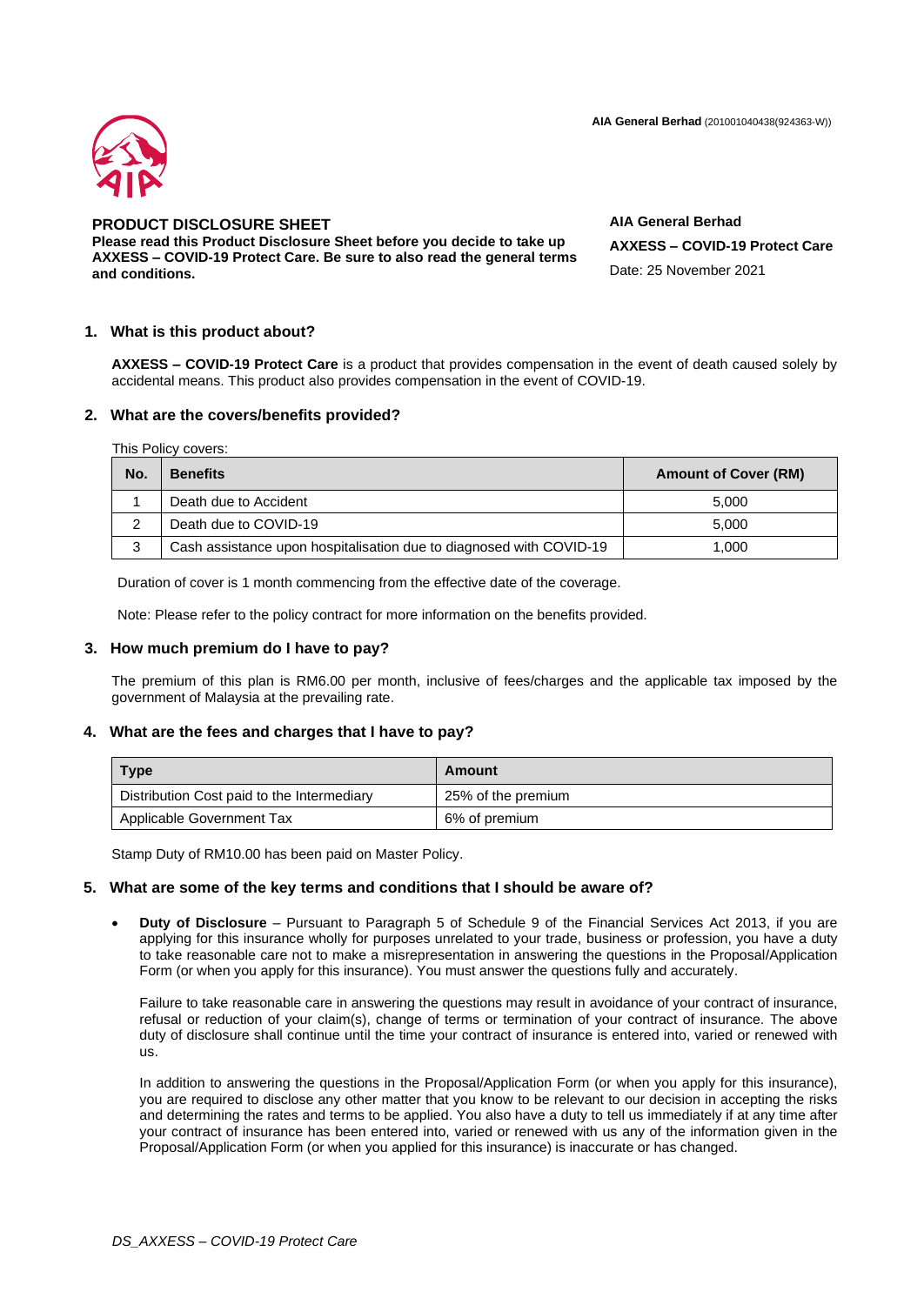AIA General Berhad (201001040438(924363-W))

## PRODUCT DISCLOSURE SHEET

**Please read this Product Disclosure Sheet before you decide to take up AXXESS – COVID-19 Protect Care. Be sure to also read the general terms and conditions.**

**AIA General Berhad**

**AXXESS – COVID-19 Protect Care**

Date: 25 November 2021

### 1. What is this product about?

**AXXESS – COVID-19 Protect Care** is a product that provides compensation in the event of death caused solely by accidental means. This product also provides compensation in the event of COVID-19.

### 2. What are the covers/benefits provided?

This Policy covers:

| No. | Benefits | Amount of Cover (RM) |
|---|---|---|
| 1 | Death due to Accident | 5,000 |
| 2 | Death due to COVID-19 | 5,000 |
| 3 | Cash assistance upon hospitalisation due to diagnosed with COVID-19 | 1,000 |

Duration of cover is 1 month commencing from the effective date of the coverage.

Note: Please refer to the policy contract for more information on the benefits provided.

### 3. How much premium do I have to pay?

The premium of this plan is RM6.00 per month, inclusive of fees/charges and the applicable tax imposed by the government of Malaysia at the prevailing rate.

### 4. What are the fees and charges that I have to pay?

| Type | Amount |
|---|---|
| Distribution Cost paid to the Intermediary | 25% of the premium |
| Applicable Government Tax | 6% of premium |

Stamp Duty of RM10.00 has been paid on Master Policy.

### 5. What are some of the key terms and conditions that I should be aware of?

- **Duty of Disclosure** – Pursuant to Paragraph 5 of Schedule 9 of the Financial Services Act 2013, if you are applying for this insurance wholly for purposes unrelated to your trade, business or profession, you have a duty to take reasonable care not to make a misrepresentation in answering the questions in the Proposal/Application Form (or when you apply for this insurance). You must answer the questions fully and accurately.

  Failure to take reasonable care in answering the questions may result in avoidance of your contract of insurance, refusal or reduction of your claim(s), change of terms or termination of your contract of insurance. The above duty of disclosure shall continue until the time your contract of insurance is entered into, varied or renewed with us.

  In addition to answering the questions in the Proposal/Application Form (or when you apply for this insurance), you are required to disclose any other matter that you know to be relevant to our decision in accepting the risks and determining the rates and terms to be applied. You also have a duty to tell us immediately if at any time after your contract of insurance has been entered into, varied or renewed with us any of the information given in the Proposal/Application Form (or when you applied for this insurance) is inaccurate or has changed.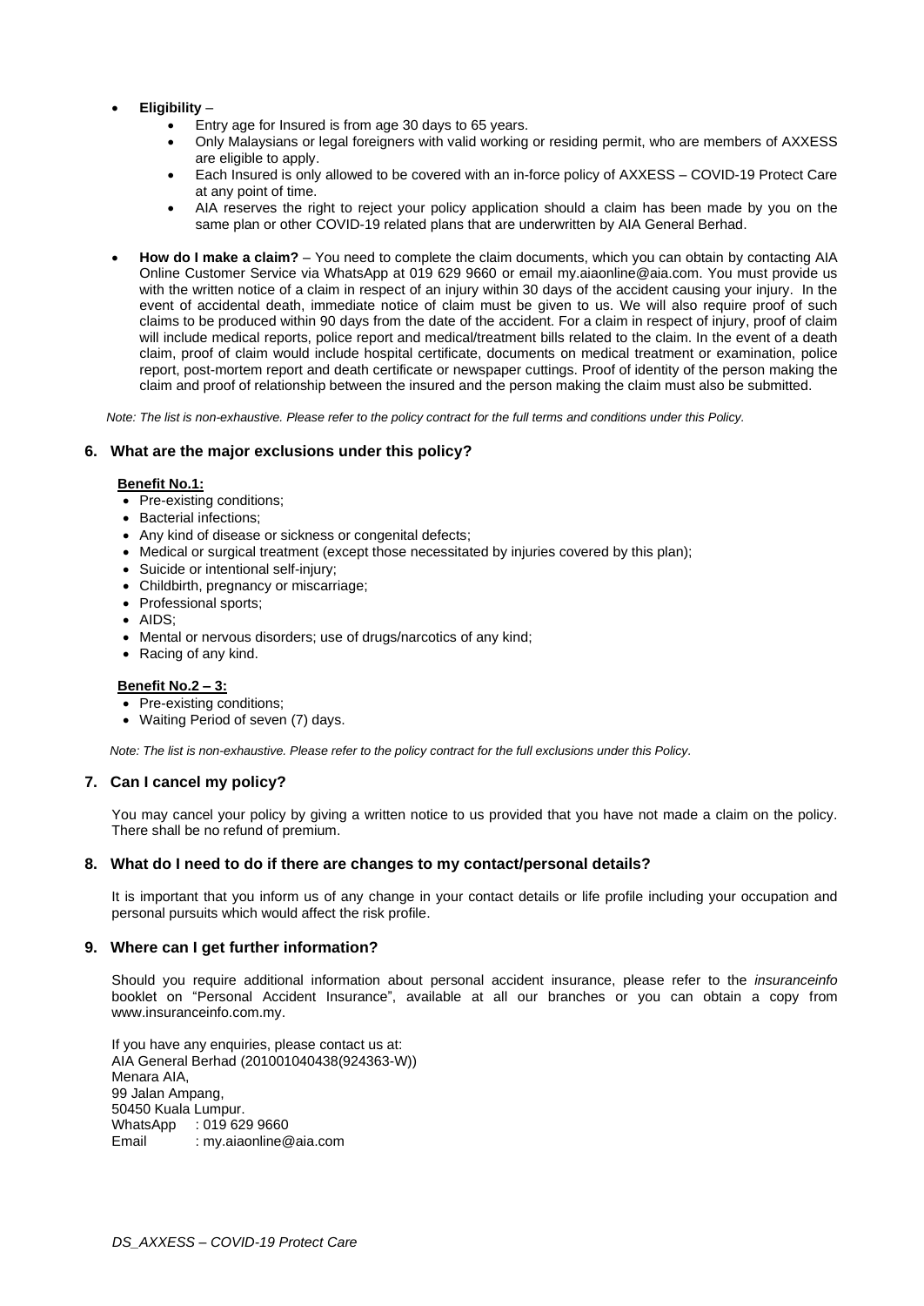- **Eligibility** –
  - Entry age for Insured is from age 30 days to 65 years.
  - Only Malaysians or legal foreigners with valid working or residing permit, who are members of AXXESS are eligible to apply.
  - Each Insured is only allowed to be covered with an in-force policy of AXXESS – COVID-19 Protect Care at any point of time.
  - AIA reserves the right to reject your policy application should a claim has been made by you on the same plan or other COVID-19 related plans that are underwritten by AIA General Berhad.

- **How do I make a claim?** – You need to complete the claim documents, which you can obtain by contacting AIA Online Customer Service via WhatsApp at 019 629 9660 or email my.aiaonline@aia.com. You must provide us with the written notice of a claim in respect of an injury within 30 days of the accident causing your injury. In the event of accidental death, immediate notice of claim must be given to us. We will also require proof of such claims to be produced within 90 days from the date of the accident. For a claim in respect of injury, proof of claim will include medical reports, police report and medical/treatment bills related to the claim. In the event of a death claim, proof of claim would include hospital certificate, documents on medical treatment or examination, police report, post-mortem report and death certificate or newspaper cuttings. Proof of identity of the person making the claim and proof of relationship between the insured and the person making the claim must also be submitted.

*Note: The list is non-exhaustive. Please refer to the policy contract for the full terms and conditions under this Policy.*

## 6. What are the major exclusions under this policy?

**Benefit No.1:**

- Pre-existing conditions;
- Bacterial infections;
- Any kind of disease or sickness or congenital defects;
- Medical or surgical treatment (except those necessitated by injuries covered by this plan);
- Suicide or intentional self-injury;
- Childbirth, pregnancy or miscarriage;
- Professional sports;
- AIDS;
- Mental or nervous disorders; use of drugs/narcotics of any kind;
- Racing of any kind.

**Benefit No.2 – 3:**

- Pre-existing conditions;
- Waiting Period of seven (7) days.

*Note: The list is non-exhaustive. Please refer to the policy contract for the full exclusions under this Policy.*

## 7. Can I cancel my policy?

You may cancel your policy by giving a written notice to us provided that you have not made a claim on the policy. There shall be no refund of premium.

## 8. What do I need to do if there are changes to my contact/personal details?

It is important that you inform us of any change in your contact details or life profile including your occupation and personal pursuits which would affect the risk profile.

## 9. Where can I get further information?

Should you require additional information about personal accident insurance, please refer to the *insuranceinfo* booklet on "Personal Accident Insurance", available at all our branches or you can obtain a copy from www.insuranceinfo.com.my.

If you have any enquiries, please contact us at:
AIA General Berhad (201001040438(924363-W))
Menara AIA,
99 Jalan Ampang,
50450 Kuala Lumpur.
WhatsApp : 019 629 9660
Email : my.aiaonline@aia.com

*DS_AXXESS – COVID-19 Protect Care*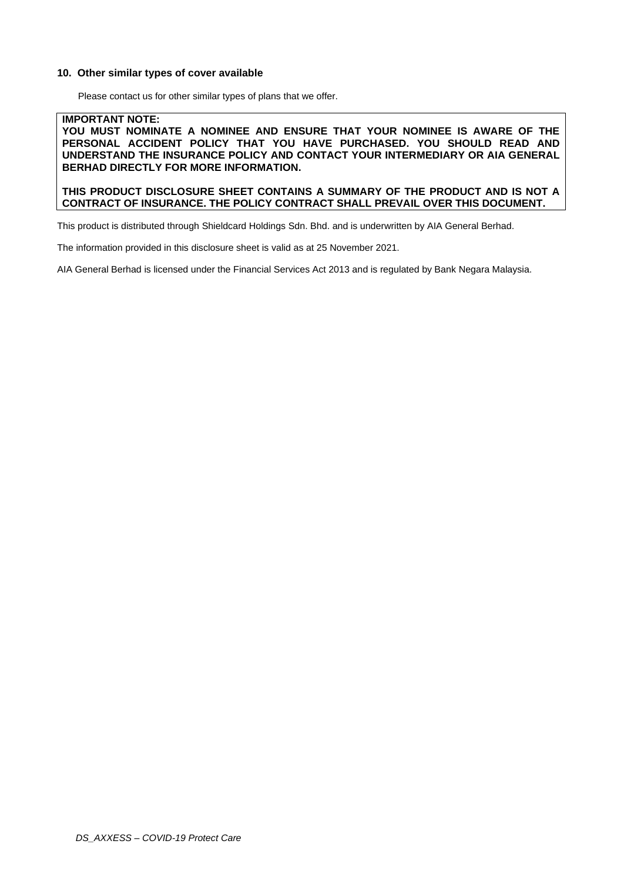**10. Other similar types of cover available**

Please contact us for other similar types of plans that we offer.

**IMPORTANT NOTE:**
**YOU MUST NOMINATE A NOMINEE AND ENSURE THAT YOUR NOMINEE IS AWARE OF THE PERSONAL ACCIDENT POLICY THAT YOU HAVE PURCHASED. YOU SHOULD READ AND UNDERSTAND THE INSURANCE POLICY AND CONTACT YOUR INTERMEDIARY OR AIA GENERAL BERHAD DIRECTLY FOR MORE INFORMATION.**

**THIS PRODUCT DISCLOSURE SHEET CONTAINS A SUMMARY OF THE PRODUCT AND IS NOT A CONTRACT OF INSURANCE. THE POLICY CONTRACT SHALL PREVAIL OVER THIS DOCUMENT.**

This product is distributed through Shieldcard Holdings Sdn. Bhd. and is underwritten by AIA General Berhad.

The information provided in this disclosure sheet is valid as at 25 November 2021.

AIA General Berhad is licensed under the Financial Services Act 2013 and is regulated by Bank Negara Malaysia.